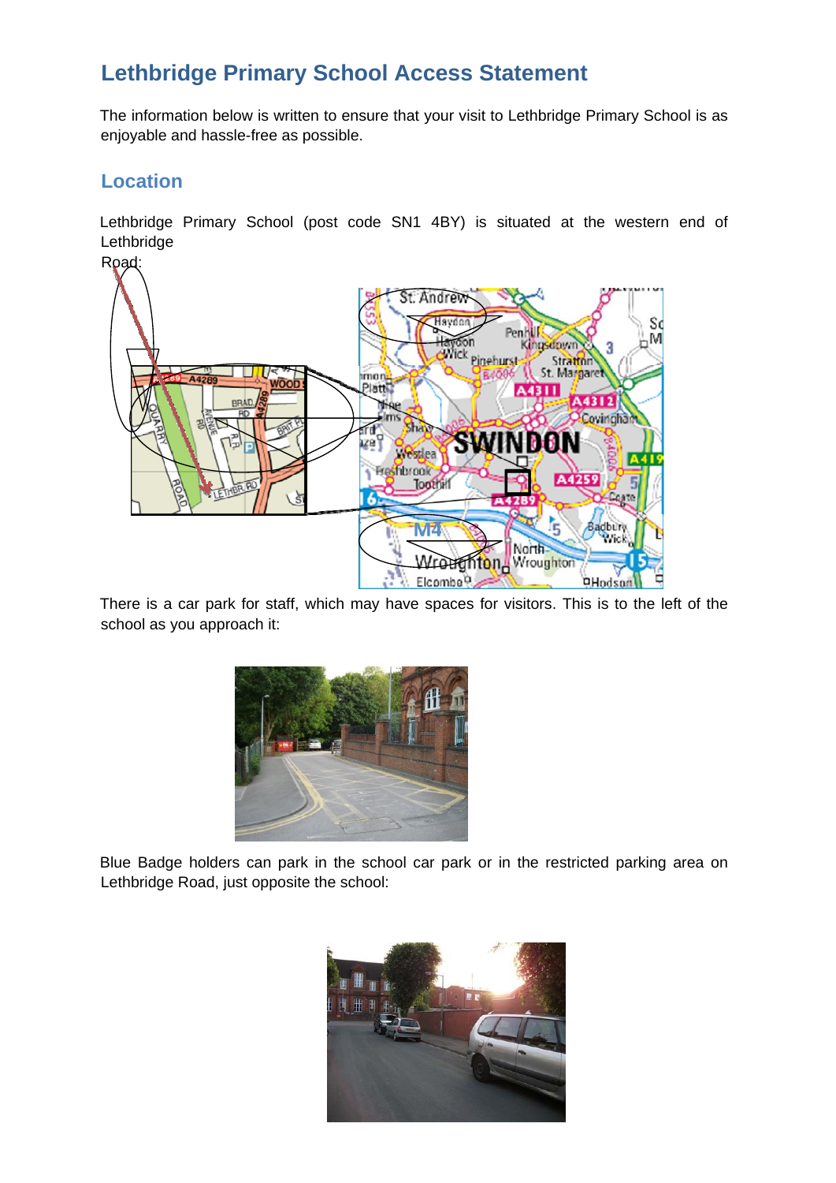# Lethbridge Primary School Access Statement

The information below is written to ensure that your visit to Lethbridge Primary School is as enjoyable and hassle-free as possible.

## Location

Lethbridge Primary School (post code SN1 4BY) is situated at the western end of Lethbridge Road:

There is a car park for staff, which may have spaces for visitors. This is to the left of the school as you approach it:

Blue Badge holders can park in the school car park or in the restricted parking area on Lethbridge Road, just opposite the school: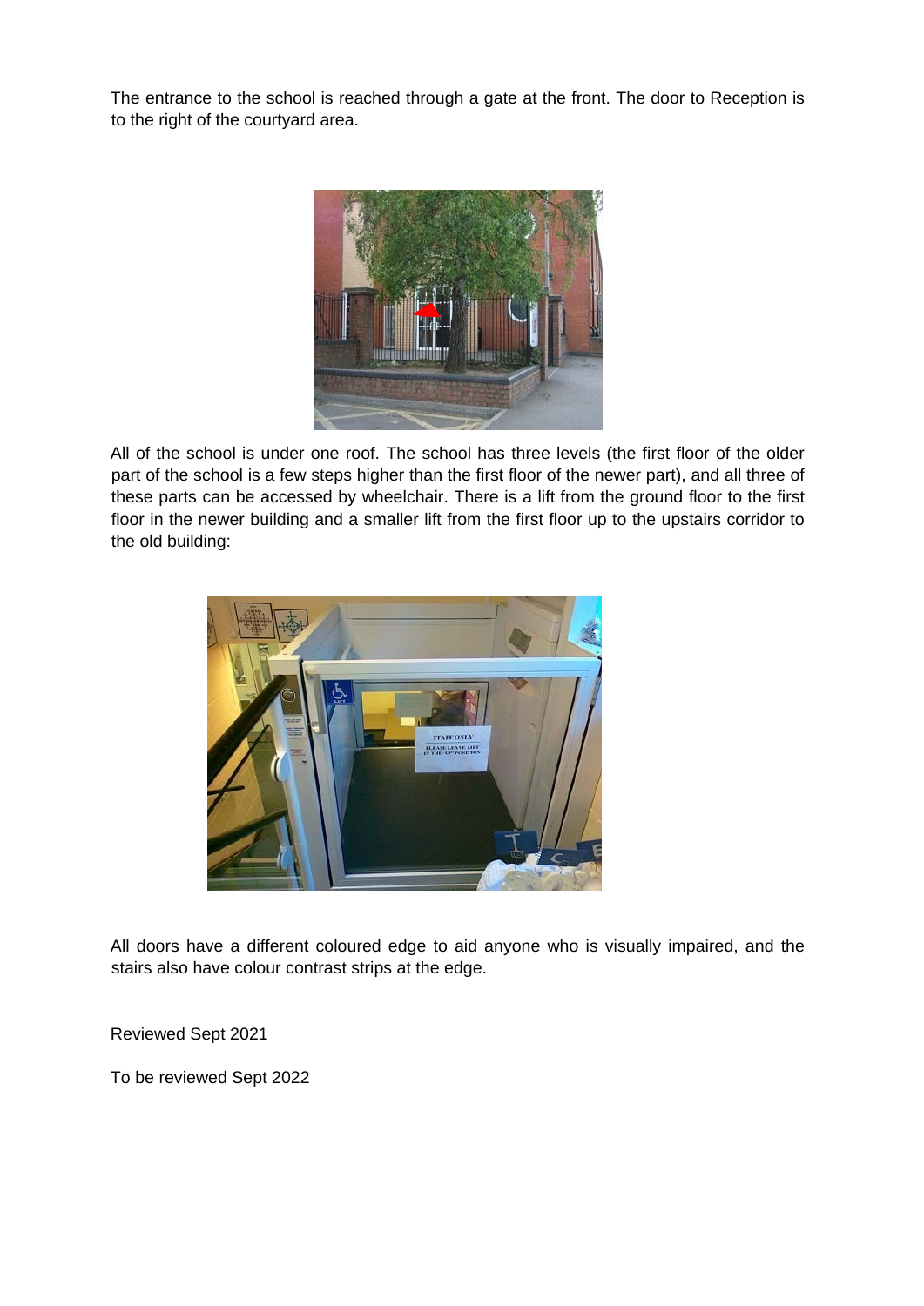The entrance to the school is reached through a gate at the front. The door to Reception is to the right of the courtyard area.

All of the school is under one roof. The school has three levels (the first floor of the older part of the school is a few steps higher than the first floor of the newer part), and all three of these parts can be accessed by wheelchair. There is a lift from the ground floor to the first floor in the newer building and a smaller lift from the first floor up to the upstairs corridor to the old building:

All doors have a different coloured edge to aid anyone who is visually impaired, and the stairs also have colour contrast strips at the edge.

Reviewed Sept 2021

To be reviewed Sept 2022